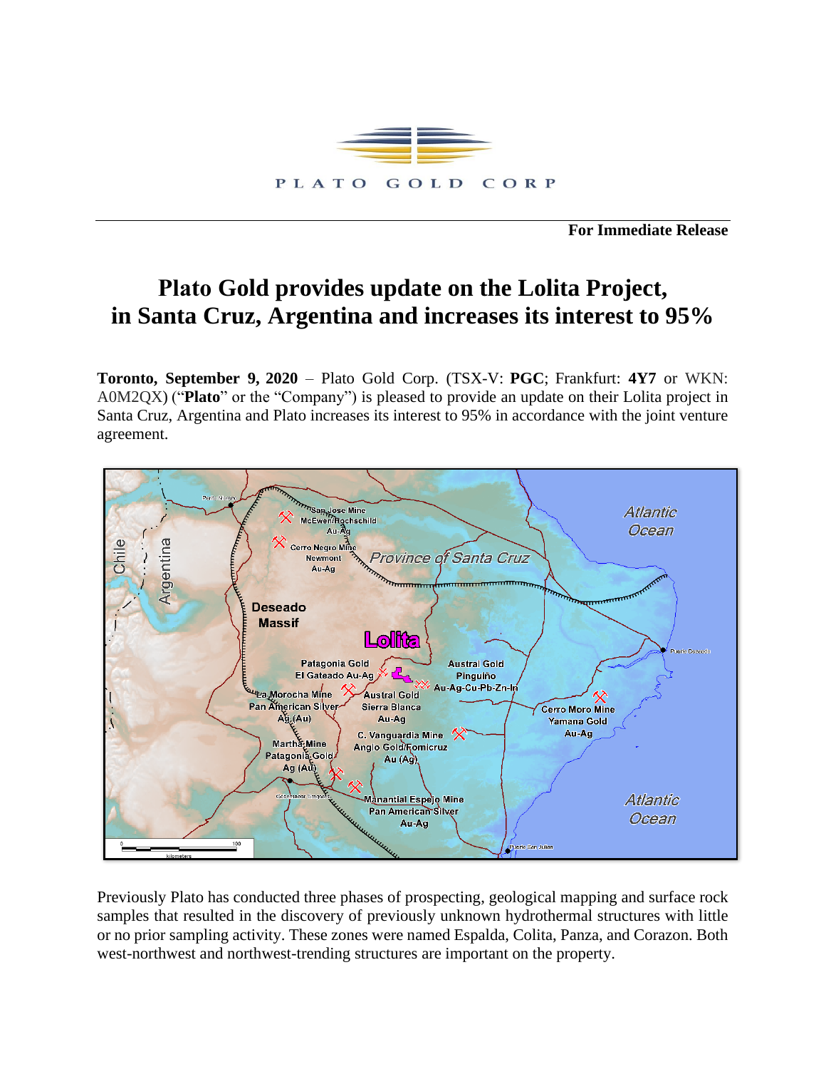PLATO GOLD CORP

**For Immediate Release**

# Plato Gold provides update on the Lolita Project, in Santa Cruz, Argentina and increases its interest to 95%

**Toronto, September 9, 2020** – Plato Gold Corp. (TSX-V: **PGC**; Frankfurt: **4Y7** or WKN: A0M2QX) ("**Plato**" or the "Company") is pleased to provide an update on their Lolita project in Santa Cruz, Argentina and Plato increases its interest to 95% in accordance with the joint venture agreement.

Previously Plato has conducted three phases of prospecting, geological mapping and surface rock samples that resulted in the discovery of previously unknown hydrothermal structures with little or no prior sampling activity. These zones were named Espalda, Colita, Panza, and Corazon. Both west-northwest and northwest-trending structures are important on the property.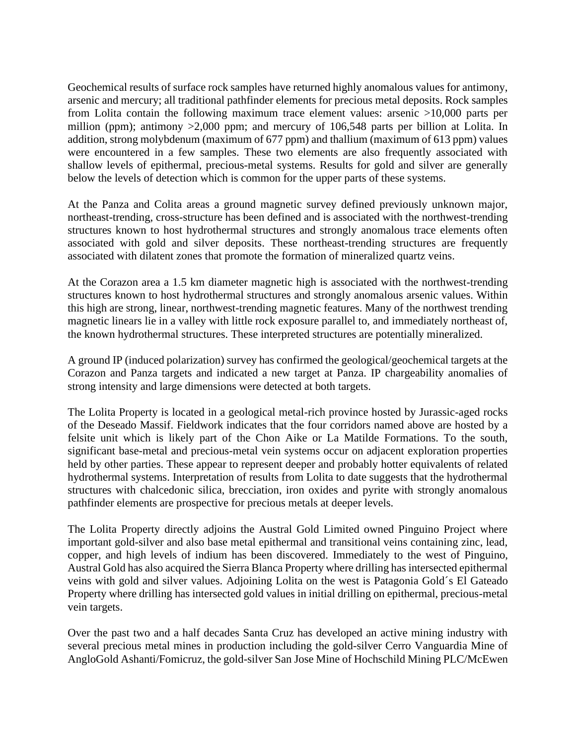Geochemical results of surface rock samples have returned highly anomalous values for antimony, arsenic and mercury; all traditional pathfinder elements for precious metal deposits. Rock samples from Lolita contain the following maximum trace element values: arsenic >10,000 parts per million (ppm); antimony >2,000 ppm; and mercury of 106,548 parts per billion at Lolita. In addition, strong molybdenum (maximum of 677 ppm) and thallium (maximum of 613 ppm) values were encountered in a few samples. These two elements are also frequently associated with shallow levels of epithermal, precious-metal systems. Results for gold and silver are generally below the levels of detection which is common for the upper parts of these systems.

At the Panza and Colita areas a ground magnetic survey defined previously unknown major, northeast-trending, cross-structure has been defined and is associated with the northwest-trending structures known to host hydrothermal structures and strongly anomalous trace elements often associated with gold and silver deposits. These northeast-trending structures are frequently associated with dilatent zones that promote the formation of mineralized quartz veins.

At the Corazon area a 1.5 km diameter magnetic high is associated with the northwest-trending structures known to host hydrothermal structures and strongly anomalous arsenic values. Within this high are strong, linear, northwest-trending magnetic features. Many of the northwest trending magnetic linears lie in a valley with little rock exposure parallel to, and immediately northeast of, the known hydrothermal structures. These interpreted structures are potentially mineralized.

A ground IP (induced polarization) survey has confirmed the geological/geochemical targets at the Corazon and Panza targets and indicated a new target at Panza. IP chargeability anomalies of strong intensity and large dimensions were detected at both targets.

The Lolita Property is located in a geological metal-rich province hosted by Jurassic-aged rocks of the Deseado Massif. Fieldwork indicates that the four corridors named above are hosted by a felsite unit which is likely part of the Chon Aike or La Matilde Formations. To the south, significant base-metal and precious-metal vein systems occur on adjacent exploration properties held by other parties. These appear to represent deeper and probably hotter equivalents of related hydrothermal systems. Interpretation of results from Lolita to date suggests that the hydrothermal structures with chalcedonic silica, brecciation, iron oxides and pyrite with strongly anomalous pathfinder elements are prospective for precious metals at deeper levels.

The Lolita Property directly adjoins the Austral Gold Limited owned Pinguino Project where important gold-silver and also base metal epithermal and transitional veins containing zinc, lead, copper, and high levels of indium has been discovered. Immediately to the west of Pinguino, Austral Gold has also acquired the Sierra Blanca Property where drilling has intersected epithermal veins with gold and silver values. Adjoining Lolita on the west is Patagonia Gold´s El Gateado Property where drilling has intersected gold values in initial drilling on epithermal, precious-metal vein targets.

Over the past two and a half decades Santa Cruz has developed an active mining industry with several precious metal mines in production including the gold-silver Cerro Vanguardia Mine of AngloGold Ashanti/Fomicruz, the gold-silver San Jose Mine of Hochschild Mining PLC/McEwen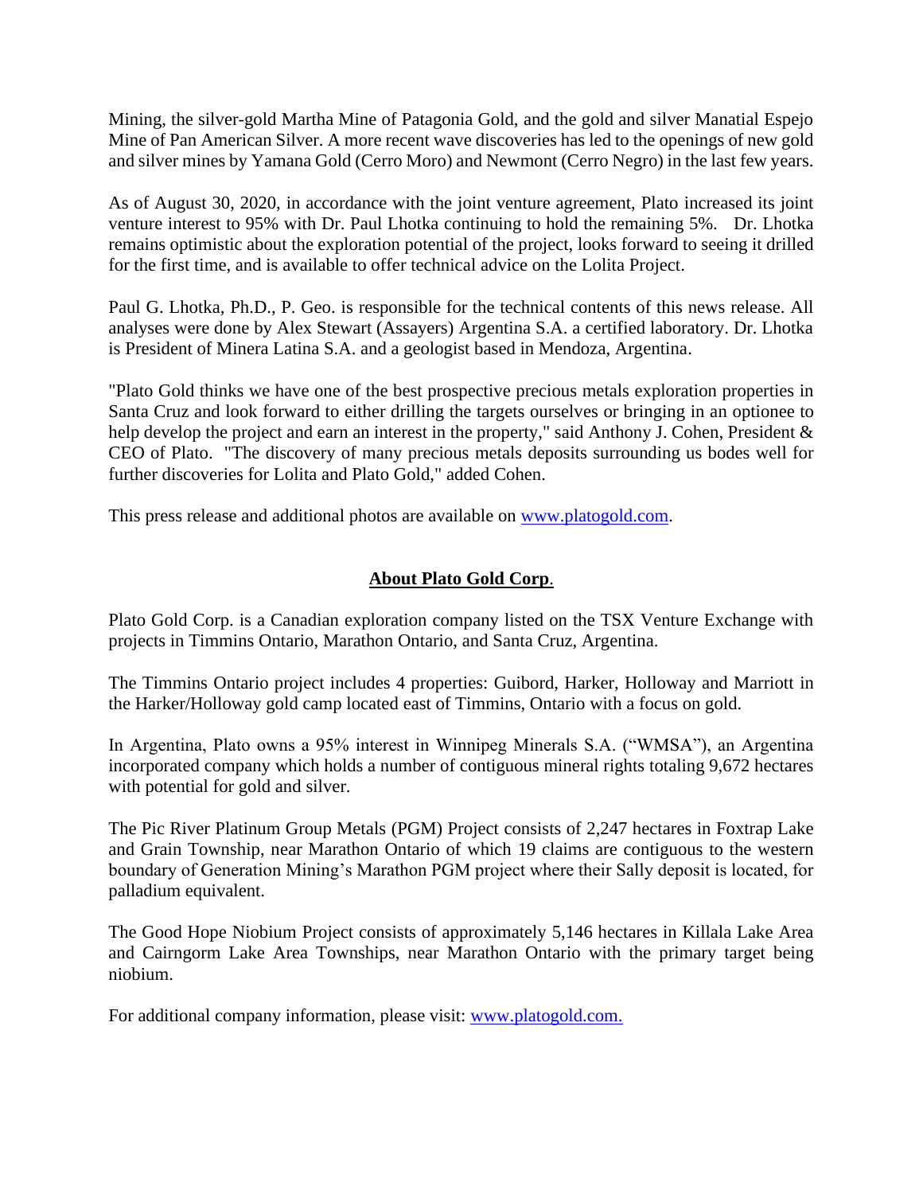Mining, the silver-gold Martha Mine of Patagonia Gold, and the gold and silver Manatial Espejo Mine of Pan American Silver. A more recent wave discoveries has led to the openings of new gold and silver mines by Yamana Gold (Cerro Moro) and Newmont (Cerro Negro) in the last few years.

As of August 30, 2020, in accordance with the joint venture agreement, Plato increased its joint venture interest to 95% with Dr. Paul Lhotka continuing to hold the remaining 5%. Dr. Lhotka remains optimistic about the exploration potential of the project, looks forward to seeing it drilled for the first time, and is available to offer technical advice on the Lolita Project.

Paul G. Lhotka, Ph.D., P. Geo. is responsible for the technical contents of this news release. All analyses were done by Alex Stewart (Assayers) Argentina S.A. a certified laboratory. Dr. Lhotka is President of Minera Latina S.A. and a geologist based in Mendoza, Argentina.

"Plato Gold thinks we have one of the best prospective precious metals exploration properties in Santa Cruz and look forward to either drilling the targets ourselves or bringing in an optionee to help develop the project and earn an interest in the property," said Anthony J. Cohen, President & CEO of Plato. "The discovery of many precious metals deposits surrounding us bodes well for further discoveries for Lolita and Plato Gold," added Cohen.

This press release and additional photos are available on [www.platogold.com](http://www.platogold.com).

## **About Plato Gold Corp.**

Plato Gold Corp. is a Canadian exploration company listed on the TSX Venture Exchange with projects in Timmins Ontario, Marathon Ontario, and Santa Cruz, Argentina.

The Timmins Ontario project includes 4 properties: Guibord, Harker, Holloway and Marriott in the Harker/Holloway gold camp located east of Timmins, Ontario with a focus on gold.

In Argentina, Plato owns a 95% interest in Winnipeg Minerals S.A. ("WMSA"), an Argentina incorporated company which holds a number of contiguous mineral rights totaling 9,672 hectares with potential for gold and silver.

The Pic River Platinum Group Metals (PGM) Project consists of 2,247 hectares in Foxtrap Lake and Grain Township, near Marathon Ontario of which 19 claims are contiguous to the western boundary of Generation Mining's Marathon PGM project where their Sally deposit is located, for palladium equivalent.

The Good Hope Niobium Project consists of approximately 5,146 hectares in Killala Lake Area and Cairngorm Lake Area Townships, near Marathon Ontario with the primary target being niobium.

For additional company information, please visit: [www.platogold.com.](http://www.platogold.com)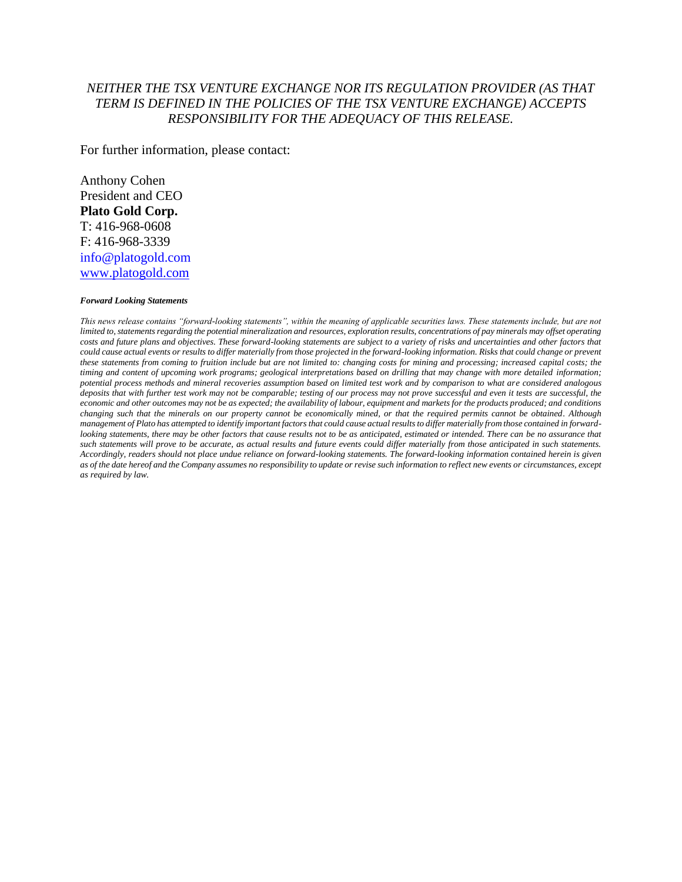*NEITHER THE TSX VENTURE EXCHANGE NOR ITS REGULATION PROVIDER (AS THAT TERM IS DEFINED IN THE POLICIES OF THE TSX VENTURE EXCHANGE) ACCEPTS RESPONSIBILITY FOR THE ADEQUACY OF THIS RELEASE.*

For further information, please contact:

Anthony Cohen
President and CEO
**Plato Gold Corp.**
T: 416-968-0608
F: 416-968-3339
info@platogold.com
www.platogold.com

***Forward Looking Statements***

*This news release contains "forward-looking statements", within the meaning of applicable securities laws. These statements include, but are not limited to, statements regarding the potential mineralization and resources, exploration results, concentrations of pay minerals may offset operating costs and future plans and objectives. These forward-looking statements are subject to a variety of risks and uncertainties and other factors that could cause actual events or results to differ materially from those projected in the forward-looking information. Risks that could change or prevent these statements from coming to fruition include but are not limited to: changing costs for mining and processing; increased capital costs; the timing and content of upcoming work programs; geological interpretations based on drilling that may change with more detailed information; potential process methods and mineral recoveries assumption based on limited test work and by comparison to what are considered analogous deposits that with further test work may not be comparable; testing of our process may not prove successful and even it tests are successful, the economic and other outcomes may not be as expected; the availability of labour, equipment and markets for the products produced; and conditions changing such that the minerals on our property cannot be economically mined, or that the required permits cannot be obtained. Although management of Plato has attempted to identify important factors that could cause actual results to differ materially from those contained in forward-looking statements, there may be other factors that cause results not to be as anticipated, estimated or intended. There can be no assurance that such statements will prove to be accurate, as actual results and future events could differ materially from those anticipated in such statements. Accordingly, readers should not place undue reliance on forward-looking statements. The forward-looking information contained herein is given as of the date hereof and the Company assumes no responsibility to update or revise such information to reflect new events or circumstances, except as required by law.*